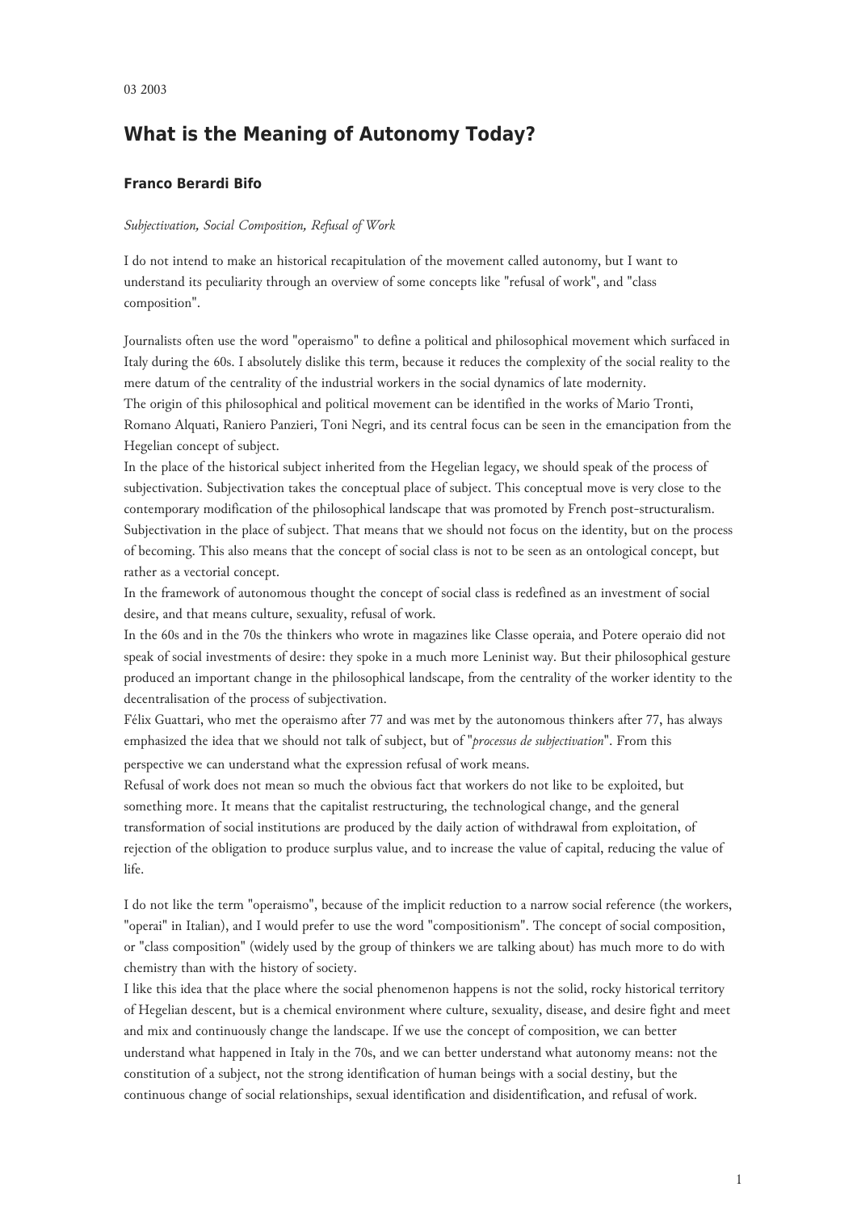03 2003

# What is the Meaning of Autonomy Today?

### Franco Berardi Bifo

*Subjectivation, Social Composition, Refusal of Work*

I do not intend to make an historical recapitulation of the movement called autonomy, but I want to understand its peculiarity through an overview of some concepts like "refusal of work", and "class composition".

Journalists often use the word "operaismo" to define a political and philosophical movement which surfaced in Italy during the 60s. I absolutely dislike this term, because it reduces the complexity of the social reality to the mere datum of the centrality of the industrial workers in the social dynamics of late modernity.
The origin of this philosophical and political movement can be identified in the works of Mario Tronti, Romano Alquati, Raniero Panzieri, Toni Negri, and its central focus can be seen in the emancipation from the Hegelian concept of subject.
In the place of the historical subject inherited from the Hegelian legacy, we should speak of the process of subjectivation. Subjectivation takes the conceptual place of subject. This conceptual move is very close to the contemporary modification of the philosophical landscape that was promoted by French post-structuralism. Subjectivation in the place of subject. That means that we should not focus on the identity, but on the process of becoming. This also means that the concept of social class is not to be seen as an ontological concept, but rather as a vectorial concept.
In the framework of autonomous thought the concept of social class is redefined as an investment of social desire, and that means culture, sexuality, refusal of work.
In the 60s and in the 70s the thinkers who wrote in magazines like Classe operaia, and Potere operaio did not speak of social investments of desire: they spoke in a much more Leninist way. But their philosophical gesture produced an important change in the philosophical landscape, from the centrality of the worker identity to the decentralisation of the process of subjectivation.
Félix Guattari, who met the operaismo after 77 and was met by the autonomous thinkers after 77, has always emphasized the idea that we should not talk of subject, but of "*processus de subjectivation*". From this perspective we can understand what the expression refusal of work means.
Refusal of work does not mean so much the obvious fact that workers do not like to be exploited, but something more. It means that the capitalist restructuring, the technological change, and the general transformation of social institutions are produced by the daily action of withdrawal from exploitation, of rejection of the obligation to produce surplus value, and to increase the value of capital, reducing the value of life.

I do not like the term "operaismo", because of the implicit reduction to a narrow social reference (the workers, "operai" in Italian), and I would prefer to use the word "compositionism". The concept of social composition, or "class composition" (widely used by the group of thinkers we are talking about) has much more to do with chemistry than with the history of society.
I like this idea that the place where the social phenomenon happens is not the solid, rocky historical territory of Hegelian descent, but is a chemical environment where culture, sexuality, disease, and desire fight and meet and mix and continuously change the landscape. If we use the concept of composition, we can better understand what happened in Italy in the 70s, and we can better understand what autonomy means: not the constitution of a subject, not the strong identification of human beings with a social destiny, but the continuous change of social relationships, sexual identification and disidentification, and refusal of work.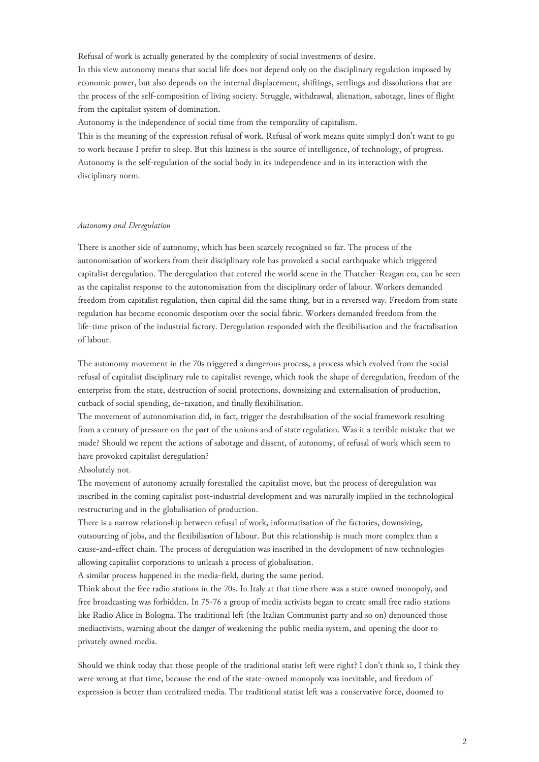Refusal of work is actually generated by the complexity of social investments of desire.

In this view autonomy means that social life does not depend only on the disciplinary regulation imposed by economic power, but also depends on the internal displacement, shiftings, settlings and dissolutions that are the process of the self-composition of living society. Struggle, withdrawal, alienation, sabotage, lines of flight from the capitalist system of domination.

Autonomy is the independence of social time from the temporality of capitalism.

This is the meaning of the expression refusal of work. Refusal of work means quite simply:I don't want to go to work because I prefer to sleep. But this laziness is the source of intelligence, of technology, of progress. Autonomy is the self-regulation of the social body in its independence and in its interaction with the disciplinary norm.

*Autonomy and Deregulation*

There is another side of autonomy, which has been scarcely recognized so far. The process of the autonomisation of workers from their disciplinary role has provoked a social earthquake which triggered capitalist deregulation. The deregulation that entered the world scene in the Thatcher-Reagan era, can be seen as the capitalist response to the autonomisation from the disciplinary order of labour. Workers demanded freedom from capitalist regulation, then capital did the same thing, but in a reversed way. Freedom from state regulation has become economic despotism over the social fabric. Workers demanded freedom from the life-time prison of the industrial factory. Deregulation responded with the flexibilisation and the fractalisation of labour.

The autonomy movement in the 70s triggered a dangerous process, a process which evolved from the social refusal of capitalist disciplinary rule to capitalist revenge, which took the shape of deregulation, freedom of the enterprise from the state, destruction of social protections, downsizing and externalisation of production, cutback of social spending, de-taxation, and finally flexibilisation.

The movement of autonomisation did, in fact, trigger the destabilisation of the social framework resulting from a century of pressure on the part of the unions and of state regulation. Was it a terrible mistake that we made? Should we repent the actions of sabotage and dissent, of autonomy, of refusal of work which seem to have provoked capitalist deregulation?

Absolutely not.

The movement of autonomy actually forestalled the capitalist move, but the process of deregulation was inscribed in the coming capitalist post-industrial development and was naturally implied in the technological restructuring and in the globalisation of production.

There is a narrow relationship between refusal of work, informatisation of the factories, downsizing, outsourcing of jobs, and the flexibilisation of labour. But this relationship is much more complex than a cause-and-effect chain. The process of deregulation was inscribed in the development of new technologies allowing capitalist corporations to unleash a process of globalisation.

A similar process happened in the media-field, during the same period.

Think about the free radio stations in the 70s. In Italy at that time there was a state-owned monopoly, and free broadcasting was forbidden. In 75-76 a group of media activists began to create small free radio stations like Radio Alice in Bologna. The traditional left (the Italian Communist party and so on) denounced those mediactivists, warning about the danger of weakening the public media system, and opening the door to privately owned media.

Should we think today that those people of the traditional statist left were right? I don't think so, I think they were wrong at that time, because the end of the state-owned monopoly was inevitable, and freedom of expression is better than centralized media. The traditional statist left was a conservative force, doomed to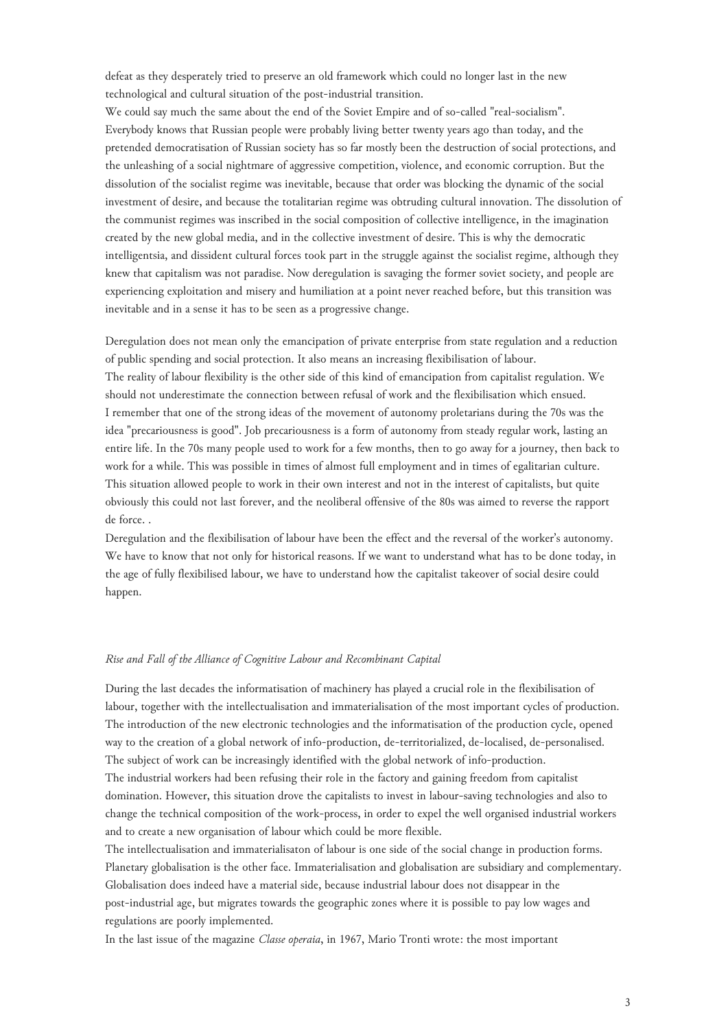defeat as they desperately tried to preserve an old framework which could no longer last in the new technological and cultural situation of the post-industrial transition.

We could say much the same about the end of the Soviet Empire and of so-called "real-socialism". Everybody knows that Russian people were probably living better twenty years ago than today, and the pretended democratisation of Russian society has so far mostly been the destruction of social protections, and the unleashing of a social nightmare of aggressive competition, violence, and economic corruption. But the dissolution of the socialist regime was inevitable, because that order was blocking the dynamic of the social investment of desire, and because the totalitarian regime was obtruding cultural innovation. The dissolution of the communist regimes was inscribed in the social composition of collective intelligence, in the imagination created by the new global media, and in the collective investment of desire. This is why the democratic intelligentsia, and dissident cultural forces took part in the struggle against the socialist regime, although they knew that capitalism was not paradise. Now deregulation is savaging the former soviet society, and people are experiencing exploitation and misery and humiliation at a point never reached before, but this transition was inevitable and in a sense it has to be seen as a progressive change.

Deregulation does not mean only the emancipation of private enterprise from state regulation and a reduction of public spending and social protection. It also means an increasing flexibilisation of labour.

The reality of labour flexibility is the other side of this kind of emancipation from capitalist regulation. We should not underestimate the connection between refusal of work and the flexibilisation which ensued.

I remember that one of the strong ideas of the movement of autonomy proletarians during the 70s was the idea "precariousness is good". Job precariousness is a form of autonomy from steady regular work, lasting an entire life. In the 70s many people used to work for a few months, then to go away for a journey, then back to work for a while. This was possible in times of almost full employment and in times of egalitarian culture. This situation allowed people to work in their own interest and not in the interest of capitalists, but quite obviously this could not last forever, and the neoliberal offensive of the 80s was aimed to reverse the rapport de force. .

Deregulation and the flexibilisation of labour have been the effect and the reversal of the worker's autonomy. We have to know that not only for historical reasons. If we want to understand what has to be done today, in the age of fully flexibilised labour, we have to understand how the capitalist takeover of social desire could happen.

*Rise and Fall of the Alliance of Cognitive Labour and Recombinant Capital*

During the last decades the informatisation of machinery has played a crucial role in the flexibilisation of labour, together with the intellectualisation and immaterialisation of the most important cycles of production. The introduction of the new electronic technologies and the informatisation of the production cycle, opened way to the creation of a global network of info-production, de-territorialized, de-localised, de-personalised. The subject of work can be increasingly identified with the global network of info-production.

The industrial workers had been refusing their role in the factory and gaining freedom from capitalist domination. However, this situation drove the capitalists to invest in labour-saving technologies and also to change the technical composition of the work-process, in order to expel the well organised industrial workers and to create a new organisation of labour which could be more flexible.

The intellectualisation and immaterialisaton of labour is one side of the social change in production forms. Planetary globalisation is the other face. Immaterialisation and globalisation are subsidiary and complementary. Globalisation does indeed have a material side, because industrial labour does not disappear in the post-industrial age, but migrates towards the geographic zones where it is possible to pay low wages and regulations are poorly implemented.

In the last issue of the magazine *Classe operaia*, in 1967, Mario Tronti wrote: the most important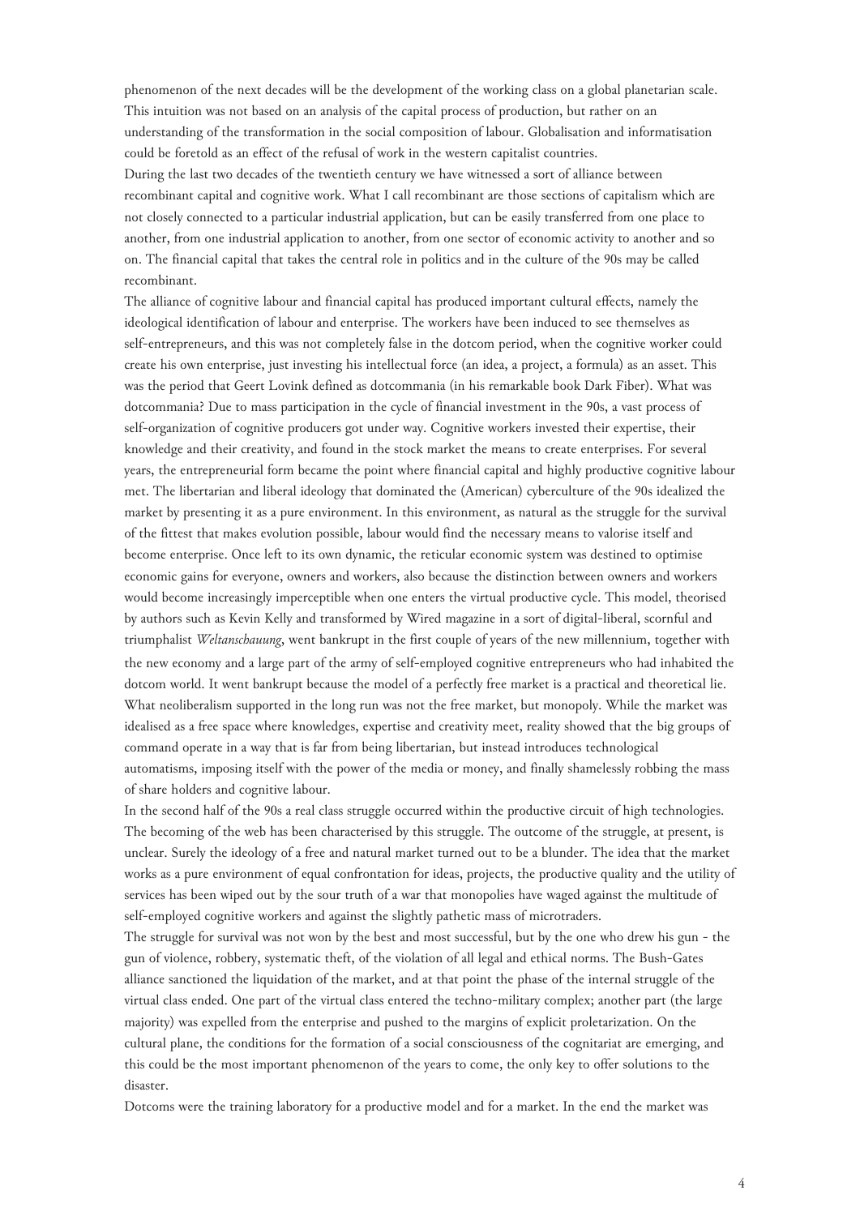phenomenon of the next decades will be the development of the working class on a global planetarian scale. This intuition was not based on an analysis of the capital process of production, but rather on an understanding of the transformation in the social composition of labour. Globalisation and informatisation could be foretold as an effect of the refusal of work in the western capitalist countries.

During the last two decades of the twentieth century we have witnessed a sort of alliance between recombinant capital and cognitive work. What I call recombinant are those sections of capitalism which are not closely connected to a particular industrial application, but can be easily transferred from one place to another, from one industrial application to another, from one sector of economic activity to another and so on. The financial capital that takes the central role in politics and in the culture of the 90s may be called recombinant.

The alliance of cognitive labour and financial capital has produced important cultural effects, namely the ideological identification of labour and enterprise. The workers have been induced to see themselves as self-entrepreneurs, and this was not completely false in the dotcom period, when the cognitive worker could create his own enterprise, just investing his intellectual force (an idea, a project, a formula) as an asset. This was the period that Geert Lovink defined as dotcommania (in his remarkable book Dark Fiber). What was dotcommania? Due to mass participation in the cycle of financial investment in the 90s, a vast process of self-organization of cognitive producers got under way. Cognitive workers invested their expertise, their knowledge and their creativity, and found in the stock market the means to create enterprises. For several years, the entrepreneurial form became the point where financial capital and highly productive cognitive labour met. The libertarian and liberal ideology that dominated the (American) cyberculture of the 90s idealized the market by presenting it as a pure environment. In this environment, as natural as the struggle for the survival of the fittest that makes evolution possible, labour would find the necessary means to valorise itself and become enterprise. Once left to its own dynamic, the reticular economic system was destined to optimise economic gains for everyone, owners and workers, also because the distinction between owners and workers would become increasingly imperceptible when one enters the virtual productive cycle. This model, theorised by authors such as Kevin Kelly and transformed by Wired magazine in a sort of digital-liberal, scornful and triumphalist *Weltanschauung*, went bankrupt in the first couple of years of the new millennium, together with the new economy and a large part of the army of self-employed cognitive entrepreneurs who had inhabited the dotcom world. It went bankrupt because the model of a perfectly free market is a practical and theoretical lie. What neoliberalism supported in the long run was not the free market, but monopoly. While the market was idealised as a free space where knowledges, expertise and creativity meet, reality showed that the big groups of command operate in a way that is far from being libertarian, but instead introduces technological automatisms, imposing itself with the power of the media or money, and finally shamelessly robbing the mass of share holders and cognitive labour.

In the second half of the 90s a real class struggle occurred within the productive circuit of high technologies. The becoming of the web has been characterised by this struggle. The outcome of the struggle, at present, is unclear. Surely the ideology of a free and natural market turned out to be a blunder. The idea that the market works as a pure environment of equal confrontation for ideas, projects, the productive quality and the utility of services has been wiped out by the sour truth of a war that monopolies have waged against the multitude of self-employed cognitive workers and against the slightly pathetic mass of microtraders.

The struggle for survival was not won by the best and most successful, but by the one who drew his gun - the gun of violence, robbery, systematic theft, of the violation of all legal and ethical norms. The Bush-Gates alliance sanctioned the liquidation of the market, and at that point the phase of the internal struggle of the virtual class ended. One part of the virtual class entered the techno-military complex; another part (the large majority) was expelled from the enterprise and pushed to the margins of explicit proletarization. On the cultural plane, the conditions for the formation of a social consciousness of the cognitariat are emerging, and this could be the most important phenomenon of the years to come, the only key to offer solutions to the disaster.

Dotcoms were the training laboratory for a productive model and for a market. In the end the market was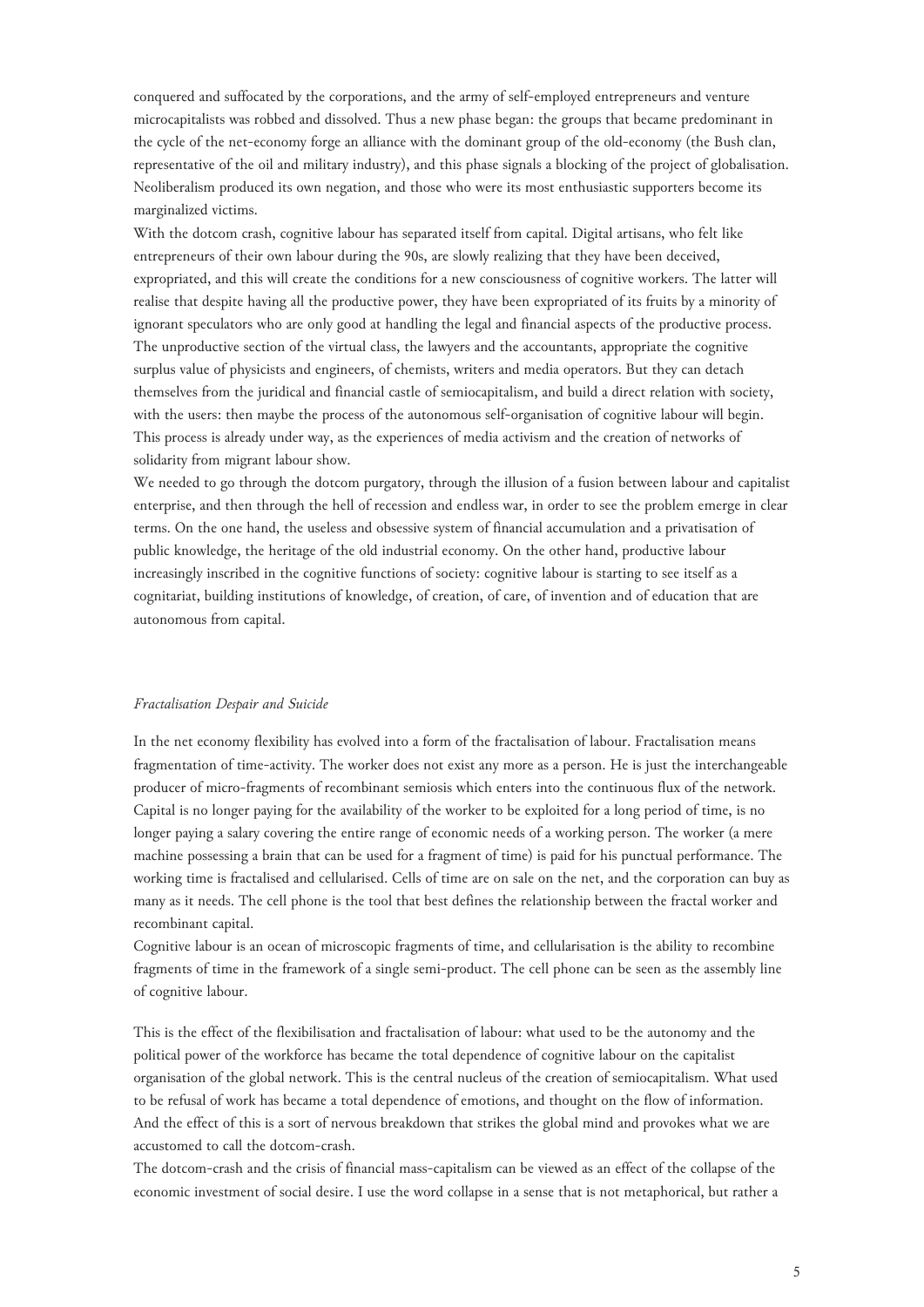conquered and suffocated by the corporations, and the army of self-employed entrepreneurs and venture microcapitalists was robbed and dissolved. Thus a new phase began: the groups that became predominant in the cycle of the net-economy forge an alliance with the dominant group of the old-economy (the Bush clan, representative of the oil and military industry), and this phase signals a blocking of the project of globalisation. Neoliberalism produced its own negation, and those who were its most enthusiastic supporters become its marginalized victims.

With the dotcom crash, cognitive labour has separated itself from capital. Digital artisans, who felt like entrepreneurs of their own labour during the 90s, are slowly realizing that they have been deceived, expropriated, and this will create the conditions for a new consciousness of cognitive workers. The latter will realise that despite having all the productive power, they have been expropriated of its fruits by a minority of ignorant speculators who are only good at handling the legal and financial aspects of the productive process. The unproductive section of the virtual class, the lawyers and the accountants, appropriate the cognitive surplus value of physicists and engineers, of chemists, writers and media operators. But they can detach themselves from the juridical and financial castle of semiocapitalism, and build a direct relation with society, with the users: then maybe the process of the autonomous self-organisation of cognitive labour will begin. This process is already under way, as the experiences of media activism and the creation of networks of solidarity from migrant labour show.

We needed to go through the dotcom purgatory, through the illusion of a fusion between labour and capitalist enterprise, and then through the hell of recession and endless war, in order to see the problem emerge in clear terms. On the one hand, the useless and obsessive system of financial accumulation and a privatisation of public knowledge, the heritage of the old industrial economy. On the other hand, productive labour increasingly inscribed in the cognitive functions of society: cognitive labour is starting to see itself as a cognitariat, building institutions of knowledge, of creation, of care, of invention and of education that are autonomous from capital.

*Fractalisation Despair and Suicide*

In the net economy flexibility has evolved into a form of the fractalisation of labour. Fractalisation means fragmentation of time-activity. The worker does not exist any more as a person. He is just the interchangeable producer of micro-fragments of recombinant semiosis which enters into the continuous flux of the network. Capital is no longer paying for the availability of the worker to be exploited for a long period of time, is no longer paying a salary covering the entire range of economic needs of a working person. The worker (a mere machine possessing a brain that can be used for a fragment of time) is paid for his punctual performance. The working time is fractalised and cellularised. Cells of time are on sale on the net, and the corporation can buy as many as it needs. The cell phone is the tool that best defines the relationship between the fractal worker and recombinant capital.

Cognitive labour is an ocean of microscopic fragments of time, and cellularisation is the ability to recombine fragments of time in the framework of a single semi-product. The cell phone can be seen as the assembly line of cognitive labour.

This is the effect of the flexibilisation and fractalisation of labour: what used to be the autonomy and the political power of the workforce has became the total dependence of cognitive labour on the capitalist organisation of the global network. This is the central nucleus of the creation of semiocapitalism. What used to be refusal of work has became a total dependence of emotions, and thought on the flow of information. And the effect of this is a sort of nervous breakdown that strikes the global mind and provokes what we are accustomed to call the dotcom-crash.

The dotcom-crash and the crisis of financial mass-capitalism can be viewed as an effect of the collapse of the economic investment of social desire. I use the word collapse in a sense that is not metaphorical, but rather a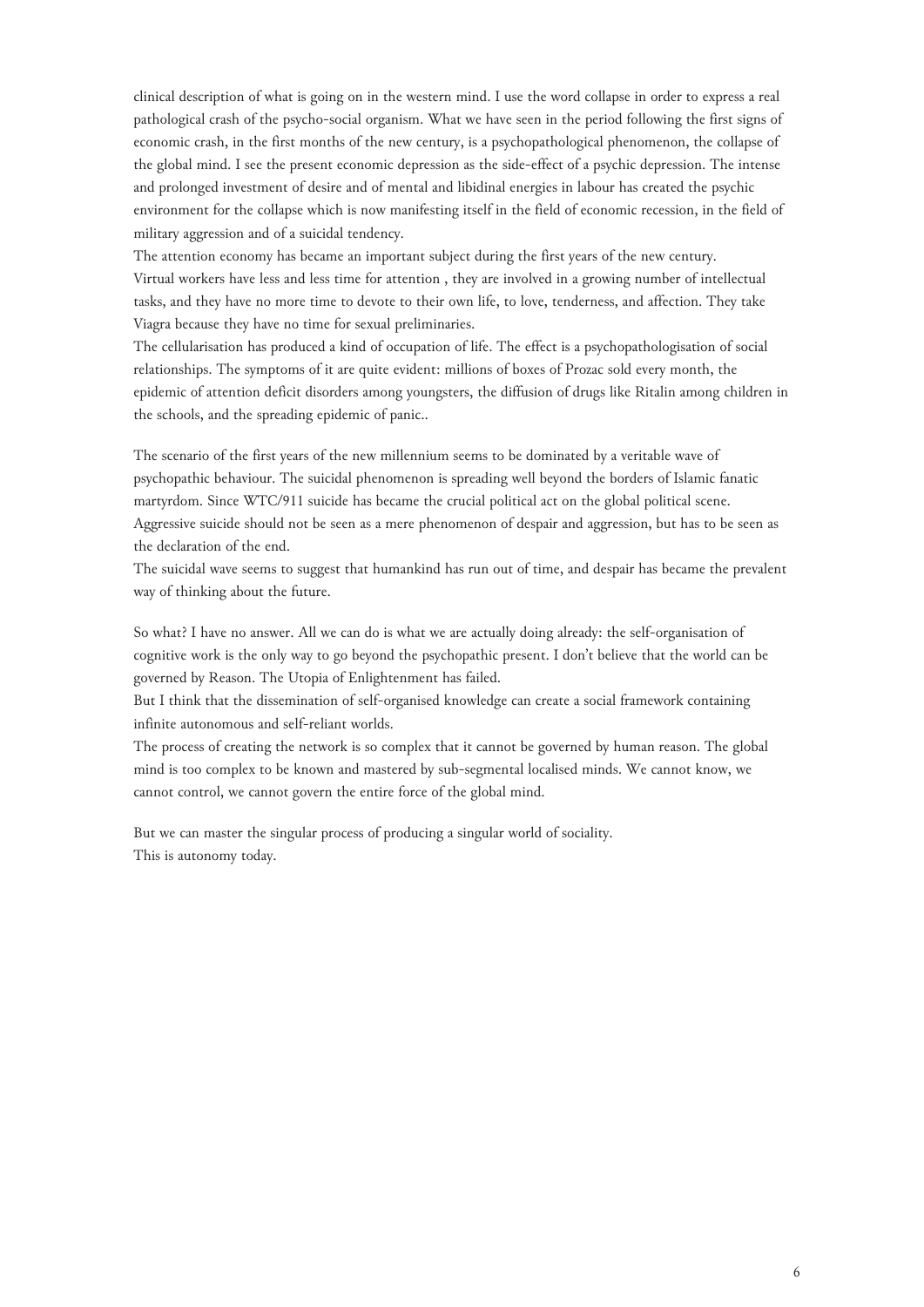clinical description of what is going on in the western mind. I use the word collapse in order to express a real pathological crash of the psycho-social organism. What we have seen in the period following the first signs of economic crash, in the first months of the new century, is a psychopathological phenomenon, the collapse of the global mind. I see the present economic depression as the side-effect of a psychic depression. The intense and prolonged investment of desire and of mental and libidinal energies in labour has created the psychic environment for the collapse which is now manifesting itself in the field of economic recession, in the field of military aggression and of a suicidal tendency.

The attention economy has became an important subject during the first years of the new century.

Virtual workers have less and less time for attention , they are involved in a growing number of intellectual tasks, and they have no more time to devote to their own life, to love, tenderness, and affection. They take Viagra because they have no time for sexual preliminaries.

The cellularisation has produced a kind of occupation of life. The effect is a psychopathologisation of social relationships. The symptoms of it are quite evident: millions of boxes of Prozac sold every month, the epidemic of attention deficit disorders among youngsters, the diffusion of drugs like Ritalin among children in the schools, and the spreading epidemic of panic..

The scenario of the first years of the new millennium seems to be dominated by a veritable wave of psychopathic behaviour. The suicidal phenomenon is spreading well beyond the borders of Islamic fanatic martyrdom. Since WTC/911 suicide has became the crucial political act on the global political scene. Aggressive suicide should not be seen as a mere phenomenon of despair and aggression, but has to be seen as the declaration of the end.

The suicidal wave seems to suggest that humankind has run out of time, and despair has became the prevalent way of thinking about the future.

So what? I have no answer. All we can do is what we are actually doing already: the self-organisation of cognitive work is the only way to go beyond the psychopathic present. I don't believe that the world can be governed by Reason. The Utopia of Enlightenment has failed.

But I think that the dissemination of self-organised knowledge can create a social framework containing infinite autonomous and self-reliant worlds.

The process of creating the network is so complex that it cannot be governed by human reason. The global mind is too complex to be known and mastered by sub-segmental localised minds. We cannot know, we cannot control, we cannot govern the entire force of the global mind.

But we can master the singular process of producing a singular world of sociality.

This is autonomy today.